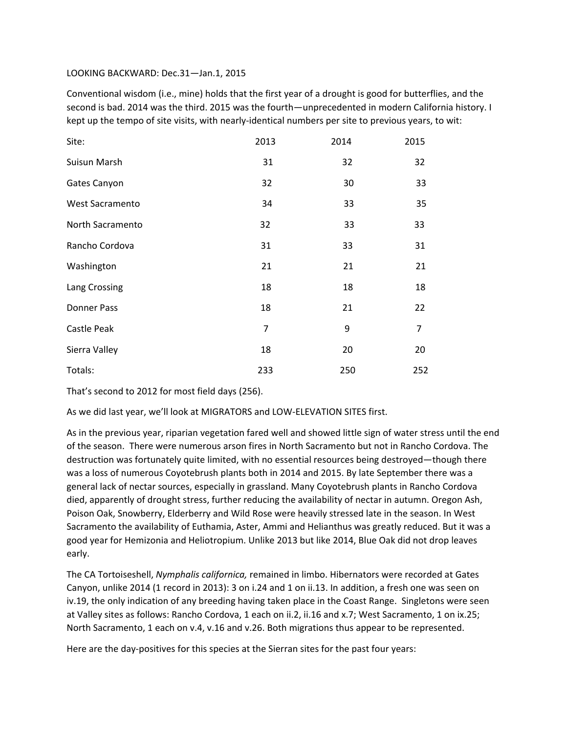LOOKING BACKWARD: Dec.31—Jan.1, 2015

Conventional wisdom (i.e., mine) holds that the first year of a drought is good for butterflies, and the second is bad. 2014 was the third. 2015 was the fourth—unprecedented in modern California history. I kept up the tempo of site visits, with nearly-identical numbers per site to previous years, to wit:

| Site: | 2013 | 2014 | 2015 |
|---|---|---|---|
| Suisun Marsh | 31 | 32 | 32 |
| Gates Canyon | 32 | 30 | 33 |
| West Sacramento | 34 | 33 | 35 |
| North Sacramento | 32 | 33 | 33 |
| Rancho Cordova | 31 | 33 | 31 |
| Washington | 21 | 21 | 21 |
| Lang Crossing | 18 | 18 | 18 |
| Donner Pass | 18 | 21 | 22 |
| Castle Peak | 7 | 9 | 7 |
| Sierra Valley | 18 | 20 | 20 |
| Totals: | 233 | 250 | 252 |

That's second to 2012 for most field days (256).

As we did last year, we'll look at MIGRATORS and LOW-ELEVATION SITES first.

As in the previous year, riparian vegetation fared well and showed little sign of water stress until the end of the season. There were numerous arson fires in North Sacramento but not in Rancho Cordova. The destruction was fortunately quite limited, with no essential resources being destroyed—though there was a loss of numerous Coyotebrush plants both in 2014 and 2015. By late September there was a general lack of nectar sources, especially in grassland. Many Coyotebrush plants in Rancho Cordova died, apparently of drought stress, further reducing the availability of nectar in autumn. Oregon Ash, Poison Oak, Snowberry, Elderberry and Wild Rose were heavily stressed late in the season. In West Sacramento the availability of Euthamia, Aster, Ammi and Helianthus was greatly reduced. But it was a good year for Hemizonia and Heliotropium. Unlike 2013 but like 2014, Blue Oak did not drop leaves early.

The CA Tortoiseshell, *Nymphalis californica,* remained in limbo. Hibernators were recorded at Gates Canyon, unlike 2014 (1 record in 2013): 3 on i.24 and 1 on ii.13. In addition, a fresh one was seen on iv.19, the only indication of any breeding having taken place in the Coast Range. Singletons were seen at Valley sites as follows: Rancho Cordova, 1 each on ii.2, ii.16 and x.7; West Sacramento, 1 on ix.25; North Sacramento, 1 each on v.4, v.16 and v.26. Both migrations thus appear to be represented.

Here are the day-positives for this species at the Sierran sites for the past four years: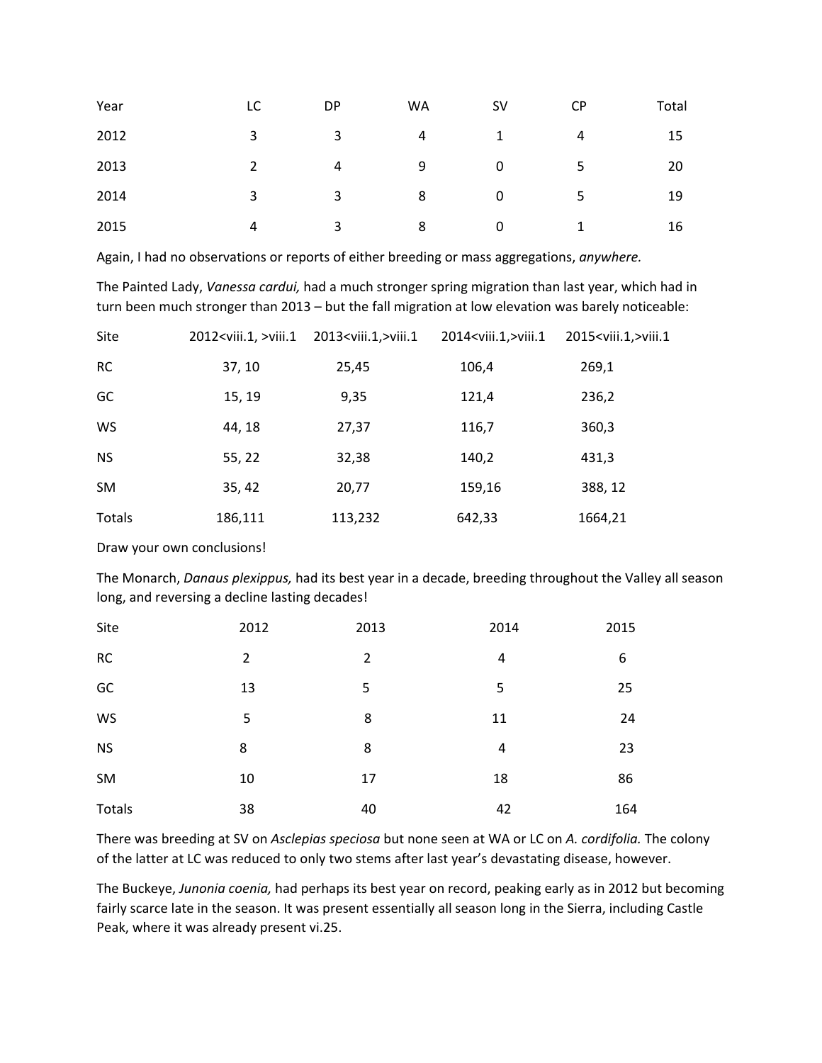| Year | LC | DP | WA | SV | CP | Total |
|---|---|---|---|---|---|---|
| 2012 | 3 | 3 | 4 | 1 | 4 | 15 |
| 2013 | 2 | 4 | 9 | 0 | 5 | 20 |
| 2014 | 3 | 3 | 8 | 0 | 5 | 19 |
| 2015 | 4 | 3 | 8 | 0 | 1 | 16 |

Again, I had no observations or reports of either breeding or mass aggregations, *anywhere.*

The Painted Lady, *Vanessa cardui,* had a much stronger spring migration than last year, which had in turn been much stronger than 2013 – but the fall migration at low elevation was barely noticeable:

| Site | 2012<viii.1, >viii.1 | 2013<viii.1,>viii.1 | 2014<viii.1,>viii.1 | 2015<viii.1,>viii.1 |
|---|---|---|---|---|
| RC | 37, 10 | 25,45 | 106,4 | 269,1 |
| GC | 15, 19 | 9,35 | 121,4 | 236,2 |
| WS | 44, 18 | 27,37 | 116,7 | 360,3 |
| NS | 55, 22 | 32,38 | 140,2 | 431,3 |
| SM | 35, 42 | 20,77 | 159,16 | 388, 12 |
| Totals | 186,111 | 113,232 | 642,33 | 1664,21 |

Draw your own conclusions!

The Monarch, *Danaus plexippus,* had its best year in a decade, breeding throughout the Valley all season long, and reversing a decline lasting decades!

| Site | 2012 | 2013 | 2014 | 2015 |
|---|---|---|---|---|
| RC | 2 | 2 | 4 | 6 |
| GC | 13 | 5 | 5 | 25 |
| WS | 5 | 8 | 11 | 24 |
| NS | 8 | 8 | 4 | 23 |
| SM | 10 | 17 | 18 | 86 |
| Totals | 38 | 40 | 42 | 164 |

There was breeding at SV on *Asclepias speciosa* but none seen at WA or LC on *A. cordifolia.* The colony of the latter at LC was reduced to only two stems after last year's devastating disease, however.

The Buckeye, *Junonia coenia,* had perhaps its best year on record, peaking early as in 2012 but becoming fairly scarce late in the season. It was present essentially all season long in the Sierra, including Castle Peak, where it was already present vi.25.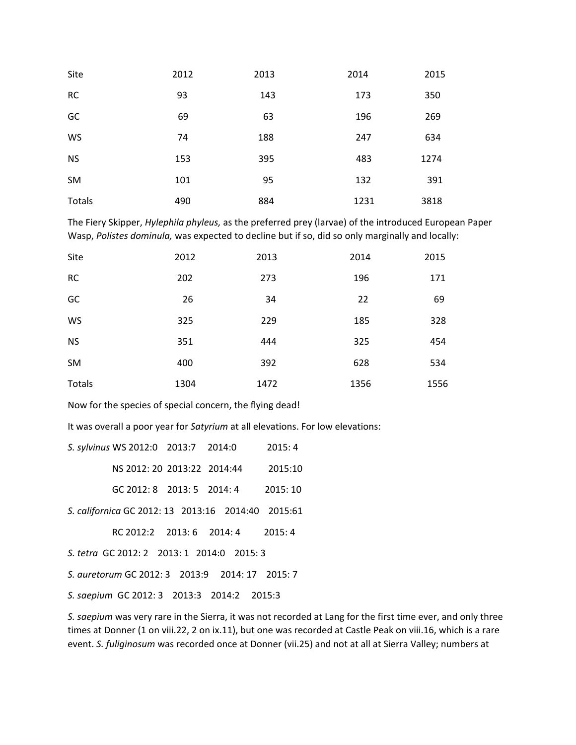| Site | 2012 | 2013 | 2014 | 2015 |
|---|---|---|---|---|
| RC | 93 | 143 | 173 | 350 |
| GC | 69 | 63 | 196 | 269 |
| WS | 74 | 188 | 247 | 634 |
| NS | 153 | 395 | 483 | 1274 |
| SM | 101 | 95 | 132 | 391 |
| Totals | 490 | 884 | 1231 | 3818 |

The Fiery Skipper, *Hylephila phyleus,* as the preferred prey (larvae) of the introduced European Paper Wasp, *Polistes dominula,* was expected to decline but if so, did so only marginally and locally:

| Site | 2012 | 2013 | 2014 | 2015 |
|---|---|---|---|---|
| RC | 202 | 273 | 196 | 171 |
| GC | 26 | 34 | 22 | 69 |
| WS | 325 | 229 | 185 | 328 |
| NS | 351 | 444 | 325 | 454 |
| SM | 400 | 392 | 628 | 534 |
| Totals | 1304 | 1472 | 1356 | 1556 |

Now for the species of special concern, the flying dead!

It was overall a poor year for *Satyrium* at all elevations. For low elevations:

*S. sylvinus* WS 2012:0 2013:7 2014:0 2015: 4

NS 2012: 20 2013:22 2014:44 2015:10

GC 2012: 8 2013: 5 2014: 4 2015: 10

*S. californica* GC 2012: 13 2013:16 2014:40 2015:61

RC 2012:2 2013: 6 2014: 4 2015: 4

*S. tetra* GC 2012: 2 2013: 1 2014:0 2015: 3

*S. auretorum* GC 2012: 3 2013:9 2014: 17 2015: 7

*S. saepium* GC 2012: 3 2013:3 2014:2 2015:3

*S. saepium* was very rare in the Sierra, it was not recorded at Lang for the first time ever, and only three times at Donner (1 on viii.22, 2 on ix.11), but one was recorded at Castle Peak on viii.16, which is a rare event. *S. fuliginosum* was recorded once at Donner (vii.25) and not at all at Sierra Valley; numbers at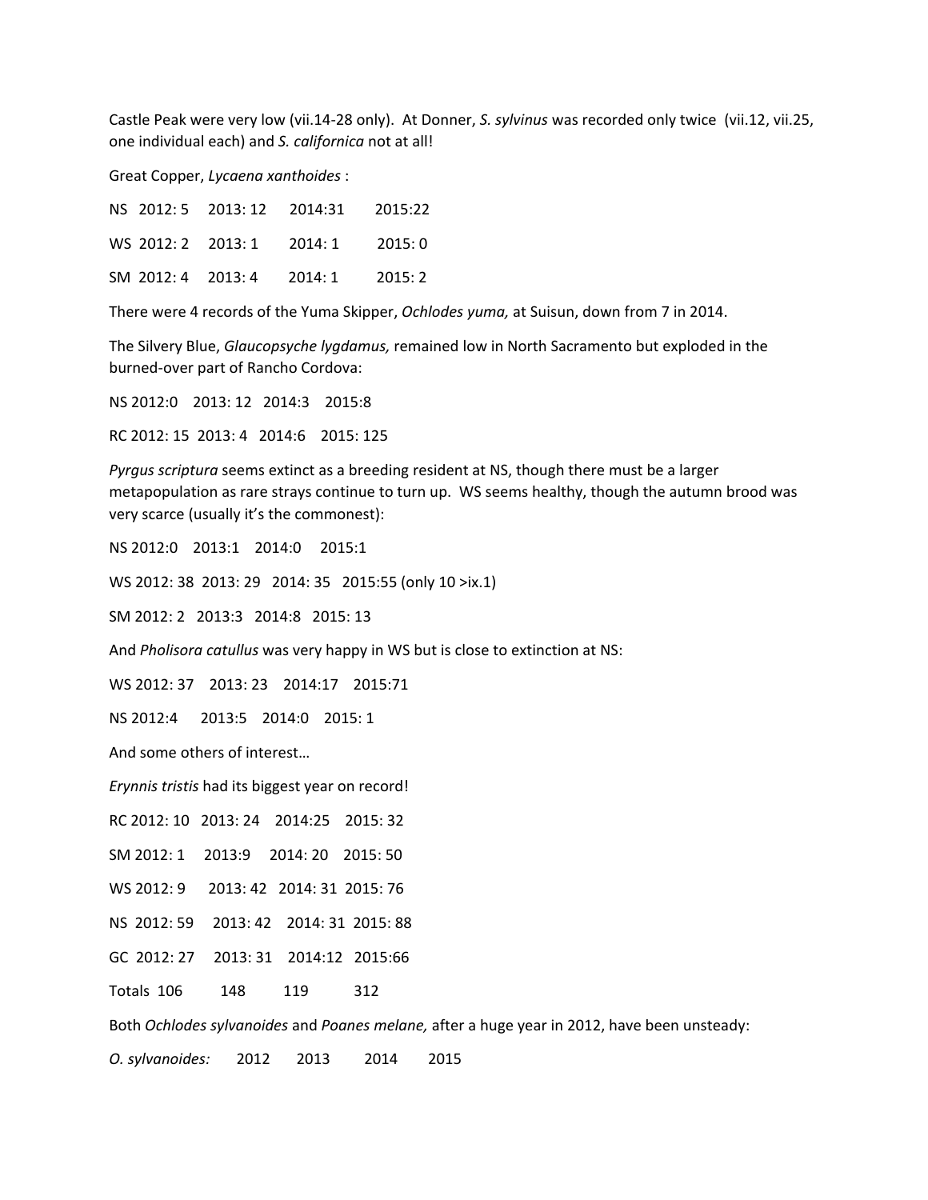Castle Peak were very low (vii.14-28 only). At Donner, *S. sylvinus* was recorded only twice (vii.12, vii.25, one individual each) and *S. californica* not at all!

Great Copper, *Lycaena xanthoides* :

NS 2012: 5 2013: 12 2014:31 2015:22

WS 2012: 2 2013: 1 2014: 1 2015: 0

SM 2012: 4 2013: 4 2014: 1 2015: 2

There were 4 records of the Yuma Skipper, *Ochlodes yuma,* at Suisun, down from 7 in 2014.

The Silvery Blue, *Glaucopsyche lygdamus,* remained low in North Sacramento but exploded in the burned-over part of Rancho Cordova:

NS 2012:0 2013: 12 2014:3 2015:8

RC 2012: 15 2013: 4 2014:6 2015: 125

*Pyrgus scriptura* seems extinct as a breeding resident at NS, though there must be a larger metapopulation as rare strays continue to turn up. WS seems healthy, though the autumn brood was very scarce (usually it's the commonest):

NS 2012:0 2013:1 2014:0 2015:1

WS 2012: 38 2013: 29 2014: 35 2015:55 (only 10 >ix.1)

SM 2012: 2 2013:3 2014:8 2015: 13

And *Pholisora catullus* was very happy in WS but is close to extinction at NS:

WS 2012: 37 2013: 23 2014:17 2015:71

NS 2012:4 2013:5 2014:0 2015: 1

And some others of interest…

*Erynnis tristis* had its biggest year on record!

RC 2012: 10 2013: 24 2014:25 2015: 32

SM 2012: 1 2013:9 2014: 20 2015: 50

WS 2012: 9 2013: 42 2014: 31 2015: 76

NS 2012: 59 2013: 42 2014: 31 2015: 88

GC 2012: 27 2013: 31 2014:12 2015:66

Totals 106 148 119 312

Both *Ochlodes sylvanoides* and *Poanes melane,* after a huge year in 2012, have been unsteady:

*O. sylvanoides:* 2012 2013 2014 2015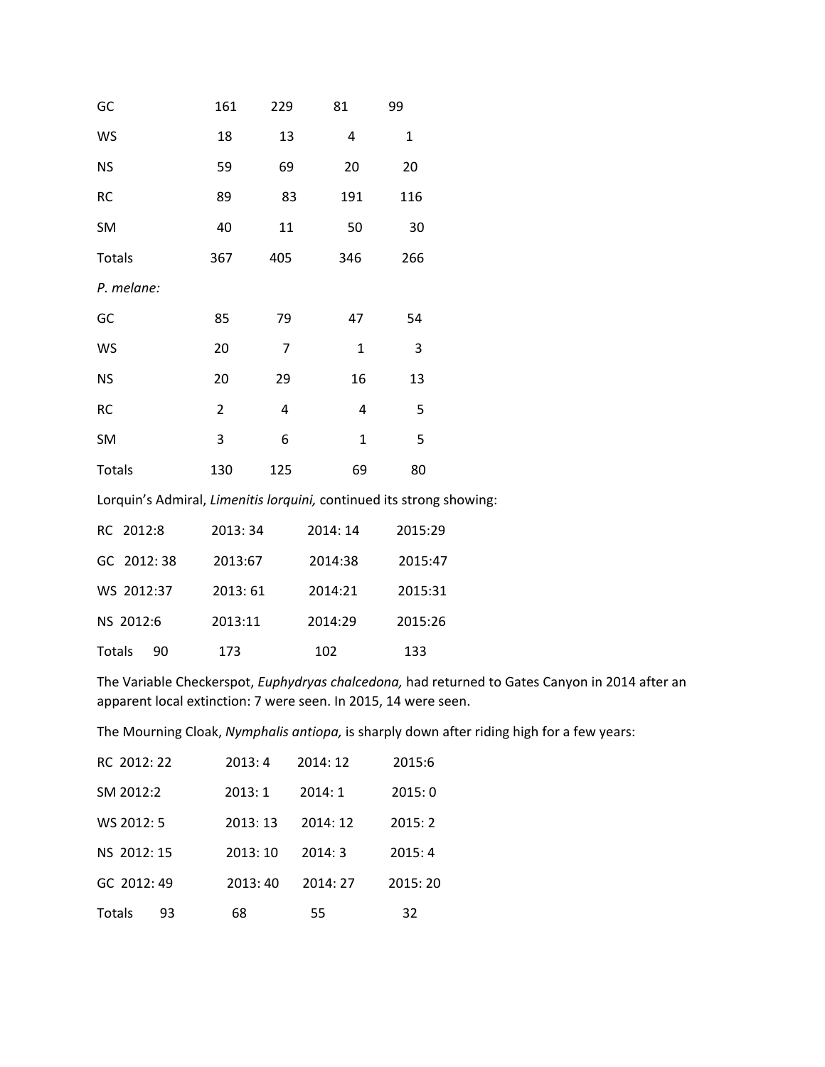| | | | | |
|---|---|---|---|---|
| GC | 161 | 229 | 81 | 99 |
| WS | 18 | 13 | 4 | 1 |
| NS | 59 | 69 | 20 | 20 |
| RC | 89 | 83 | 191 | 116 |
| SM | 40 | 11 | 50 | 30 |
| Totals | 367 | 405 | 346 | 266 |

*P. melane:*

| | | | | |
|---|---|---|---|---|
| GC | 85 | 79 | 47 | 54 |
| WS | 20 | 7 | 1 | 3 |
| NS | 20 | 29 | 16 | 13 |
| RC | 2 | 4 | 4 | 5 |
| SM | 3 | 6 | 1 | 5 |
| Totals | 130 | 125 | 69 | 80 |

Lorquin's Admiral, *Limenitis lorquini,* continued its strong showing:

| | | | |
|---|---|---|---|
| RC 2012:8 | 2013: 34 | 2014: 14 | 2015:29 |
| GC 2012: 38 | 2013:67 | 2014:38 | 2015:47 |
| WS 2012:37 | 2013: 61 | 2014:21 | 2015:31 |
| NS 2012:6 | 2013:11 | 2014:29 | 2015:26 |
| Totals 90 | 173 | 102 | 133 |

The Variable Checkerspot, *Euphydryas chalcedona,* had returned to Gates Canyon in 2014 after an apparent local extinction: 7 were seen. In 2015, 14 were seen.

The Mourning Cloak, *Nymphalis antiopa,* is sharply down after riding high for a few years:

| | | | |
|---|---|---|---|
| RC 2012: 22 | 2013: 4 | 2014: 12 | 2015:6 |
| SM 2012:2 | 2013: 1 | 2014: 1 | 2015: 0 |
| WS 2012: 5 | 2013: 13 | 2014: 12 | 2015: 2 |
| NS 2012: 15 | 2013: 10 | 2014: 3 | 2015: 4 |
| GC 2012: 49 | 2013: 40 | 2014: 27 | 2015: 20 |
| Totals 93 | 68 | 55 | 32 |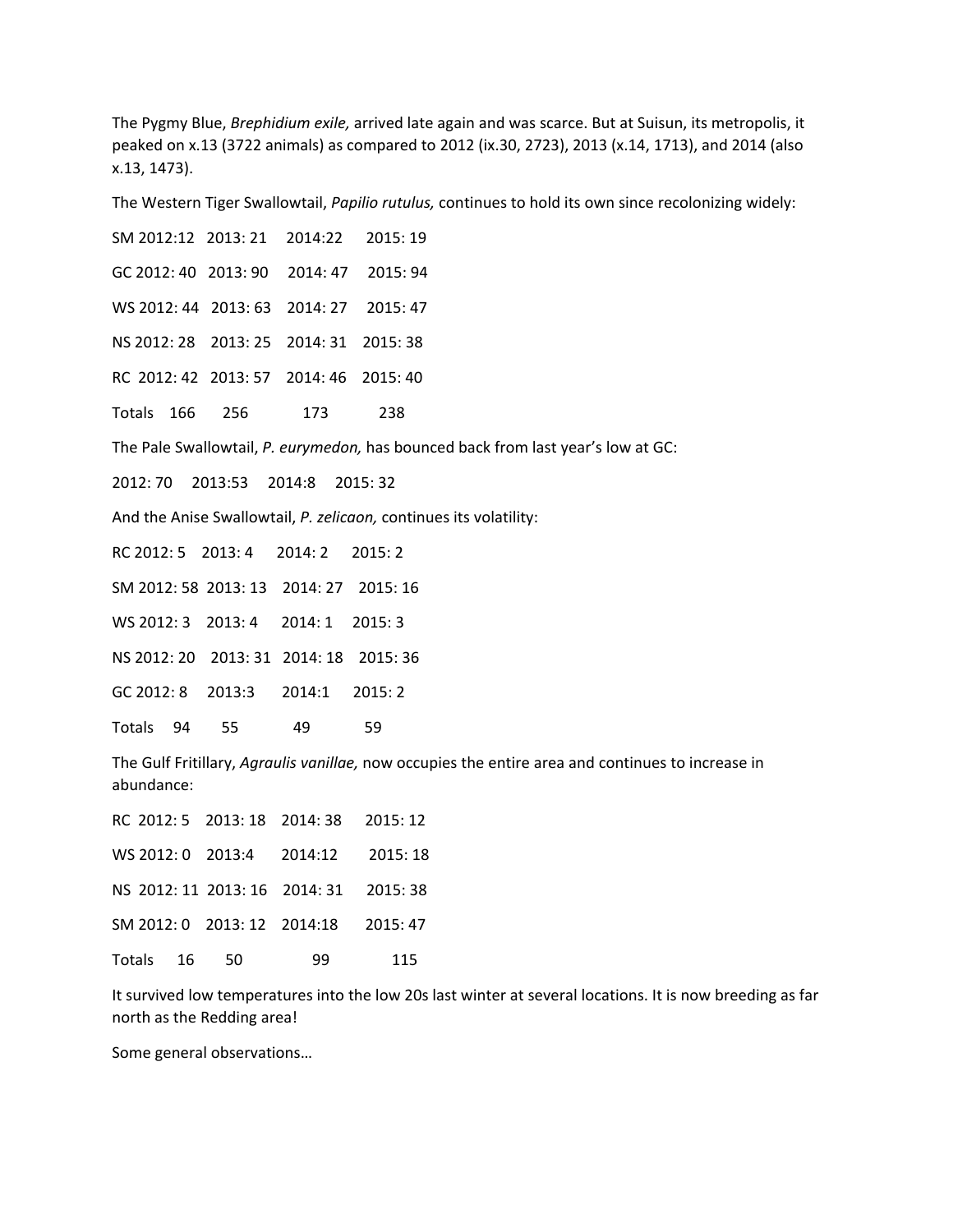The Pygmy Blue, *Brephidium exile,* arrived late again and was scarce. But at Suisun, its metropolis, it peaked on x.13 (3722 animals) as compared to 2012 (ix.30, 2723), 2013 (x.14, 1713), and 2014 (also x.13, 1473).

The Western Tiger Swallowtail, *Papilio rutulus,* continues to hold its own since recolonizing widely:

SM 2012:12 2013: 21 2014:22 2015: 19

GC 2012: 40 2013: 90 2014: 47 2015: 94

WS 2012: 44 2013: 63 2014: 27 2015: 47

NS 2012: 28 2013: 25 2014: 31 2015: 38

RC 2012: 42 2013: 57 2014: 46 2015: 40

Totals 166 256 173 238

The Pale Swallowtail, *P. eurymedon,* has bounced back from last year's low at GC:

2012: 70 2013:53 2014:8 2015: 32

And the Anise Swallowtail, *P. zelicaon,* continues its volatility:

RC 2012: 5 2013: 4 2014: 2 2015: 2

SM 2012: 58 2013: 13 2014: 27 2015: 16

WS 2012: 3 2013: 4 2014: 1 2015: 3

NS 2012: 20 2013: 31 2014: 18 2015: 36

GC 2012: 8 2013:3 2014:1 2015: 2

Totals 94 55 49 59

The Gulf Fritillary, *Agraulis vanillae,* now occupies the entire area and continues to increase in abundance:

RC 2012: 5 2013: 18 2014: 38 2015: 12

WS 2012: 0 2013:4 2014:12 2015: 18

NS 2012: 11 2013: 16 2014: 31 2015: 38

SM 2012: 0 2013: 12 2014:18 2015: 47

Totals 16 50 99 115

It survived low temperatures into the low 20s last winter at several locations. It is now breeding as far north as the Redding area!

Some general observations…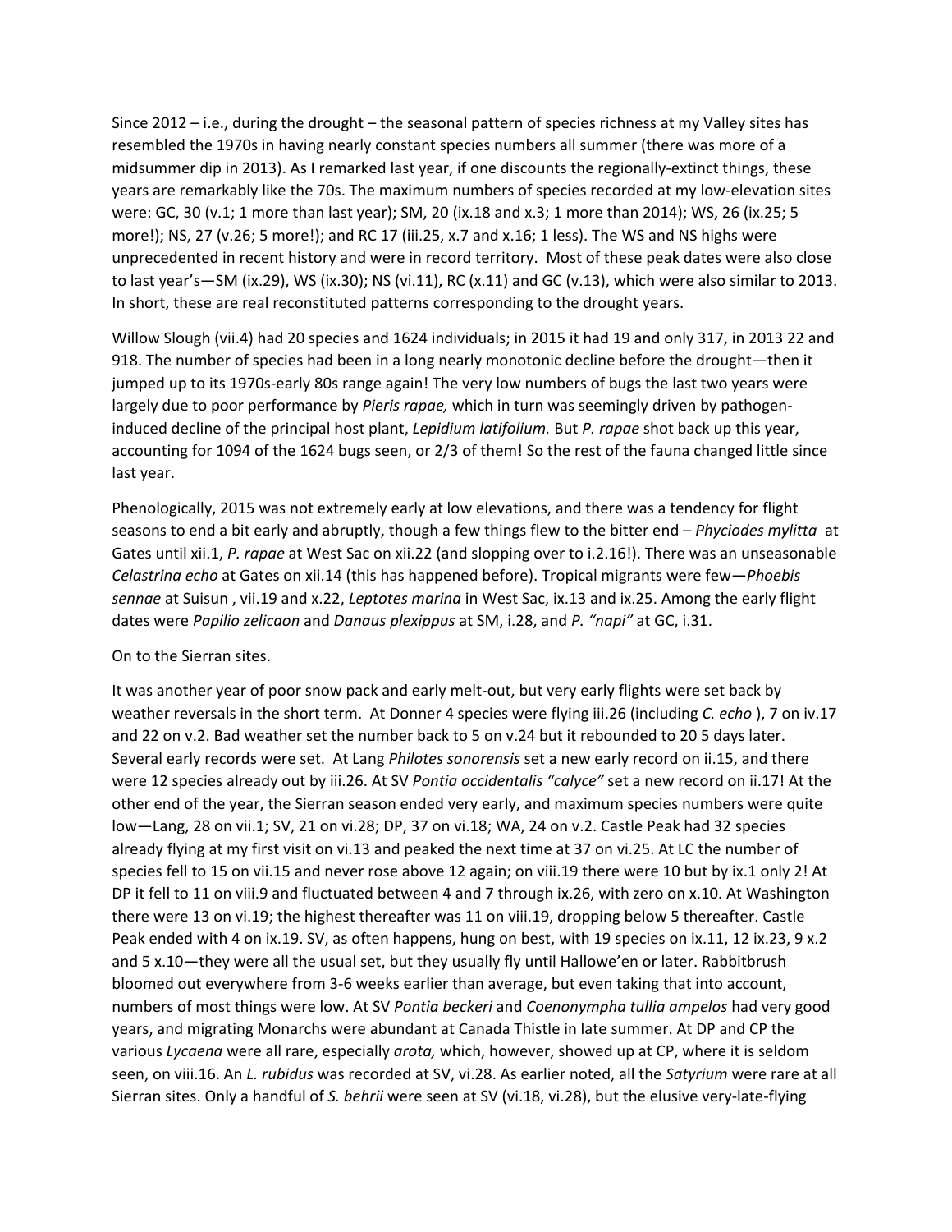Since 2012 – i.e., during the drought – the seasonal pattern of species richness at my Valley sites has resembled the 1970s in having nearly constant species numbers all summer (there was more of a midsummer dip in 2013). As I remarked last year, if one discounts the regionally-extinct things, these years are remarkably like the 70s. The maximum numbers of species recorded at my low-elevation sites were: GC, 30 (v.1; 1 more than last year); SM, 20 (ix.18 and x.3; 1 more than 2014); WS, 26 (ix.25; 5 more!); NS, 27 (v.26; 5 more!); and RC 17 (iii.25, x.7 and x.16; 1 less). The WS and NS highs were unprecedented in recent history and were in record territory. Most of these peak dates were also close to last year's—SM (ix.29), WS (ix.30); NS (vi.11), RC (x.11) and GC (v.13), which were also similar to 2013. In short, these are real reconstituted patterns corresponding to the drought years.

Willow Slough (vii.4) had 20 species and 1624 individuals; in 2015 it had 19 and only 317, in 2013 22 and 918. The number of species had been in a long nearly monotonic decline before the drought—then it jumped up to its 1970s-early 80s range again! The very low numbers of bugs the last two years were largely due to poor performance by *Pieris rapae,* which in turn was seemingly driven by pathogen-induced decline of the principal host plant, *Lepidium latifolium.* But *P. rapae* shot back up this year, accounting for 1094 of the 1624 bugs seen, or 2/3 of them! So the rest of the fauna changed little since last year.

Phenologically, 2015 was not extremely early at low elevations, and there was a tendency for flight seasons to end a bit early and abruptly, though a few things flew to the bitter end – *Phyciodes mylitta* at Gates until xii.1, *P. rapae* at West Sac on xii.22 (and slopping over to i.2.16!). There was an unseasonable *Celastrina echo* at Gates on xii.14 (this has happened before). Tropical migrants were few—*Phoebis sennae* at Suisun , vii.19 and x.22, *Leptotes marina* in West Sac, ix.13 and ix.25. Among the early flight dates were *Papilio zelicaon* and *Danaus plexippus* at SM, i.28, and *P. "napi"* at GC, i.31.

On to the Sierran sites.

It was another year of poor snow pack and early melt-out, but very early flights were set back by weather reversals in the short term. At Donner 4 species were flying iii.26 (including *C. echo* ), 7 on iv.17 and 22 on v.2. Bad weather set the number back to 5 on v.24 but it rebounded to 20 5 days later. Several early records were set. At Lang *Philotes sonorensis* set a new early record on ii.15, and there were 12 species already out by iii.26. At SV *Pontia occidentalis "calyce"* set a new record on ii.17! At the other end of the year, the Sierran season ended very early, and maximum species numbers were quite low—Lang, 28 on vii.1; SV, 21 on vi.28; DP, 37 on vi.18; WA, 24 on v.2. Castle Peak had 32 species already flying at my first visit on vi.13 and peaked the next time at 37 on vi.25. At LC the number of species fell to 15 on vii.15 and never rose above 12 again; on viii.19 there were 10 but by ix.1 only 2! At DP it fell to 11 on viii.9 and fluctuated between 4 and 7 through ix.26, with zero on x.10. At Washington there were 13 on vi.19; the highest thereafter was 11 on viii.19, dropping below 5 thereafter. Castle Peak ended with 4 on ix.19. SV, as often happens, hung on best, with 19 species on ix.11, 12 ix.23, 9 x.2 and 5 x.10—they were all the usual set, but they usually fly until Hallowe'en or later. Rabbitbrush bloomed out everywhere from 3-6 weeks earlier than average, but even taking that into account, numbers of most things were low. At SV *Pontia beckeri* and *Coenonympha tullia ampelos* had very good years, and migrating Monarchs were abundant at Canada Thistle in late summer. At DP and CP the various *Lycaena* were all rare, especially *arota,* which, however, showed up at CP, where it is seldom seen, on viii.16. An *L. rubidus* was recorded at SV, vi.28. As earlier noted, all the *Satyrium* were rare at all Sierran sites. Only a handful of *S. behrii* were seen at SV (vi.18, vi.28), but the elusive very-late-flying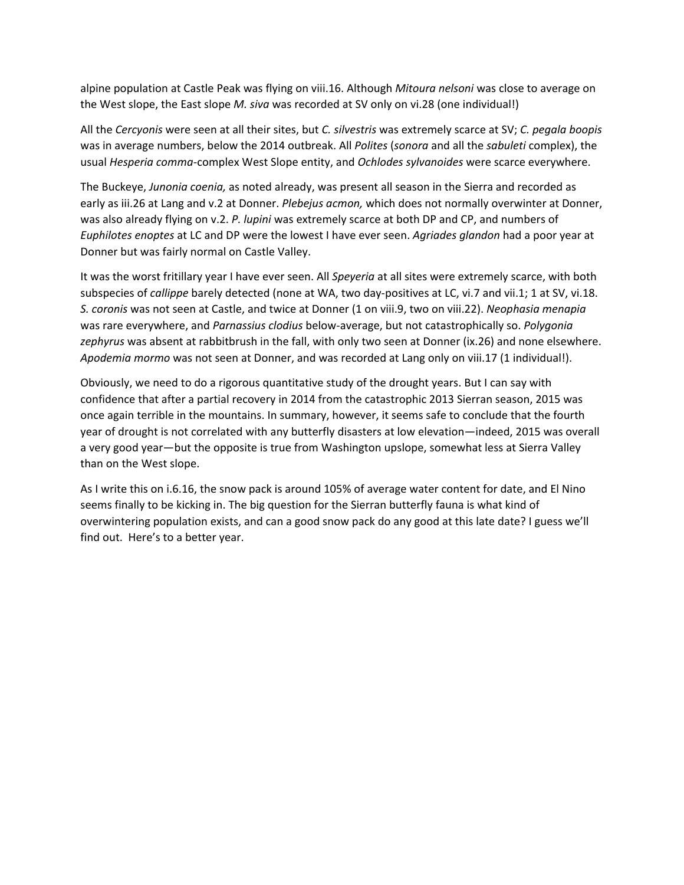alpine population at Castle Peak was flying on viii.16. Although *Mitoura nelsoni* was close to average on the West slope, the East slope *M. siva* was recorded at SV only on vi.28 (one individual!)

All the *Cercyonis* were seen at all their sites, but *C. silvestris* was extremely scarce at SV; *C. pegala boopis* was in average numbers, below the 2014 outbreak. All *Polites* (*sonora* and all the *sabuleti* complex), the usual *Hesperia comma*-complex West Slope entity, and *Ochlodes sylvanoides* were scarce everywhere.

The Buckeye, *Junonia coenia,* as noted already, was present all season in the Sierra and recorded as early as iii.26 at Lang and v.2 at Donner. *Plebejus acmon,* which does not normally overwinter at Donner, was also already flying on v.2. *P. lupini* was extremely scarce at both DP and CP, and numbers of *Euphilotes enoptes* at LC and DP were the lowest I have ever seen. *Agriades glandon* had a poor year at Donner but was fairly normal on Castle Valley.

It was the worst fritillary year I have ever seen. All *Speyeria* at all sites were extremely scarce, with both subspecies of *callippe* barely detected (none at WA, two day-positives at LC, vi.7 and vii.1; 1 at SV, vi.18. *S. coronis* was not seen at Castle, and twice at Donner (1 on viii.9, two on viii.22). *Neophasia menapia* was rare everywhere, and *Parnassius clodius* below-average, but not catastrophically so. *Polygonia zephyrus* was absent at rabbitbrush in the fall, with only two seen at Donner (ix.26) and none elsewhere. *Apodemia mormo* was not seen at Donner, and was recorded at Lang only on viii.17 (1 individual!).

Obviously, we need to do a rigorous quantitative study of the drought years. But I can say with confidence that after a partial recovery in 2014 from the catastrophic 2013 Sierran season, 2015 was once again terrible in the mountains. In summary, however, it seems safe to conclude that the fourth year of drought is not correlated with any butterfly disasters at low elevation—indeed, 2015 was overall a very good year—but the opposite is true from Washington upslope, somewhat less at Sierra Valley than on the West slope.

As I write this on i.6.16, the snow pack is around 105% of average water content for date, and El Nino seems finally to be kicking in. The big question for the Sierran butterfly fauna is what kind of overwintering population exists, and can a good snow pack do any good at this late date? I guess we'll find out. Here's to a better year.